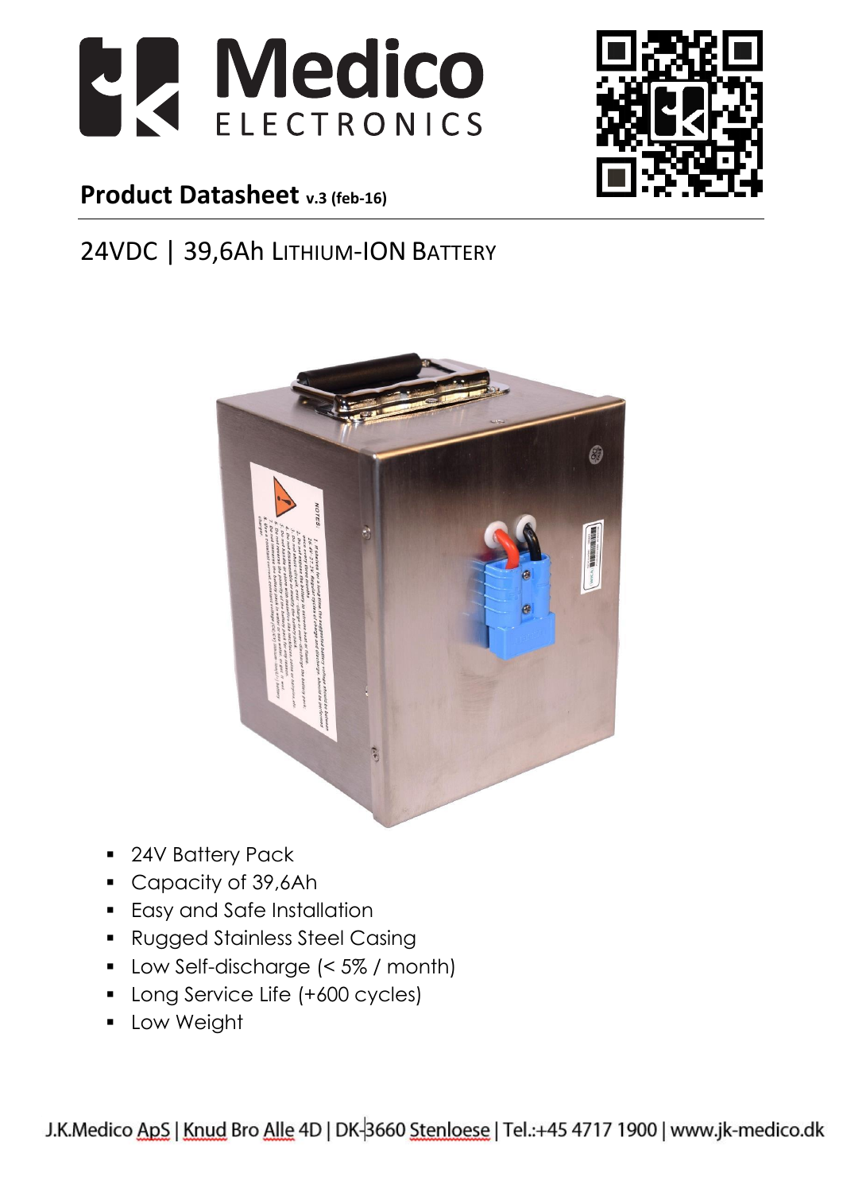# Medico ELECTRONICS

**Product Datasheet** v.3 (feb-16)

## 24VDC | 39,6Ah LITHIUM-ION BATTERY

- 24V Battery Pack
- Capacity of 39,6Ah
- Easy and Safe Installation
- Rugged Stainless Steel Casing
- Low Self-discharge (< 5% / month)
- Long Service Life (+600 cycles)
- Low Weight

J.K.Medico ApS | Knud Bro Alle 4D | DK-3660 Stenloese | Tel.:+45 4717 1900 | www.jk-medico.dk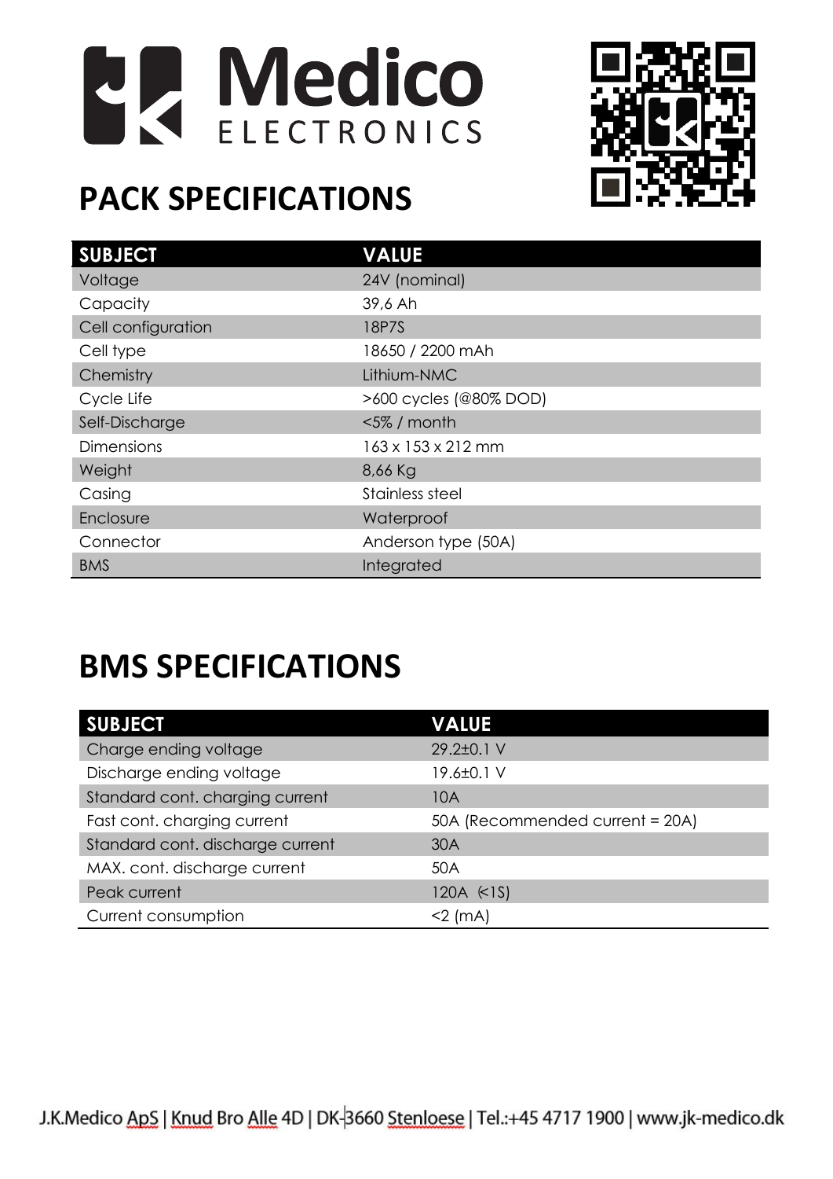# Medico ELECTRONICS

## PACK SPECIFICATIONS

| SUBJECT | VALUE |
|---|---|
| Voltage | 24V (nominal) |
| Capacity | 39,6 Ah |
| Cell configuration | 18P7S |
| Cell type | 18650 / 2200 mAh |
| Chemistry | Lithium-NMC |
| Cycle Life | >600 cycles (@80% DOD) |
| Self-Discharge | <5% / month |
| Dimensions | 163 x 153 x 212 mm |
| Weight | 8,66 Kg |
| Casing | Stainless steel |
| Enclosure | Waterproof |
| Connector | Anderson type (50A) |
| BMS | Integrated |

## BMS SPECIFICATIONS

| SUBJECT | VALUE |
|---|---|
| Charge ending voltage | 29.2±0.1 V |
| Discharge ending voltage | 19.6±0.1 V |
| Standard cont. charging current | 10A |
| Fast cont. charging current | 50A (Recommended current = 20A) |
| Standard cont. discharge current | 30A |
| MAX. cont. discharge current | 50A |
| Peak current | 120A (<1S) |
| Current consumption | <2 (mA) |

J.K.Medico ApS | Knud Bro Alle 4D | DK-3660 Stenloese | Tel.:+45 4717 1900 | www.jk-medico.dk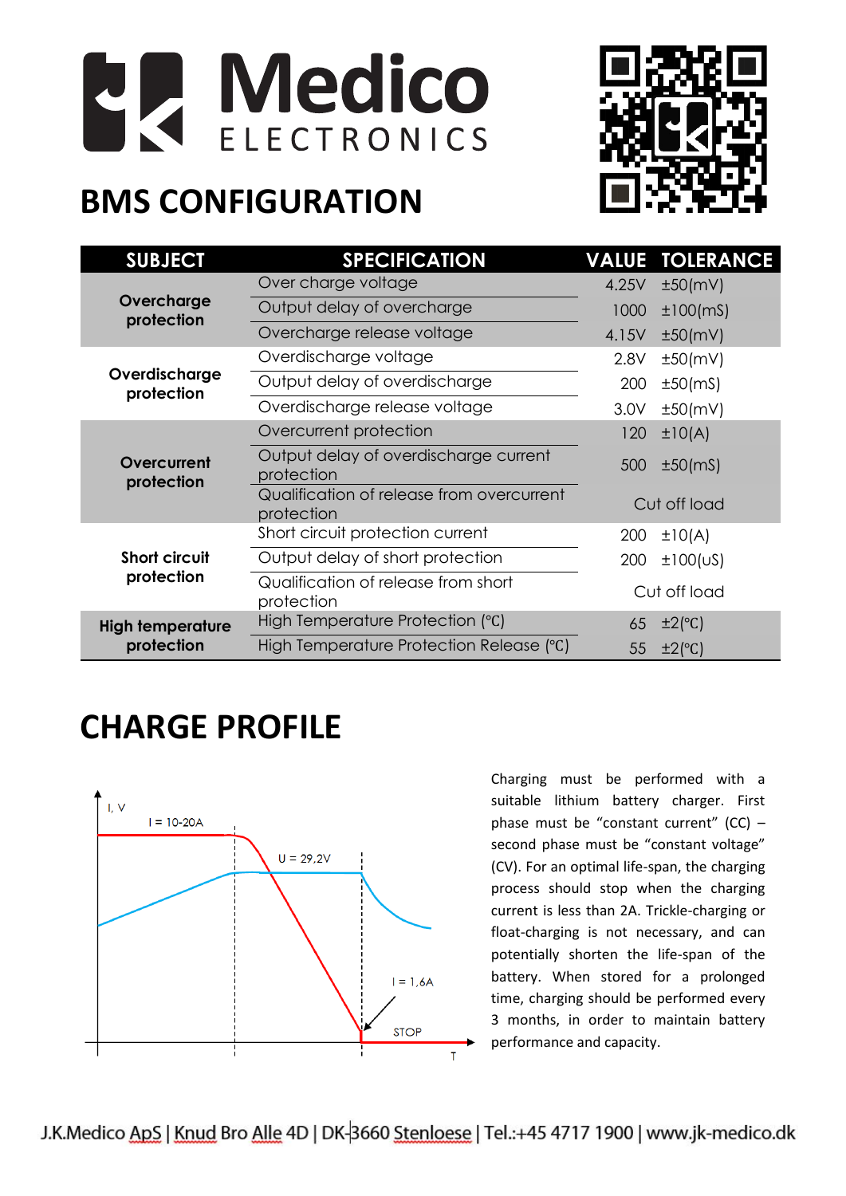# BMS CONFIGURATION

| SUBJECT | SPECIFICATION | VALUE | TOLERANCE |
|---|---|---|---|
| Overcharge protection | Over charge voltage | 4.25V | ±50(mV) |
| | Output delay of overcharge | 1000 | ±100(mS) |
| | Overcharge release voltage | 4.15V | ±50(mV) |
| Overdischarge protection | Overdischarge voltage | 2.8V | ±50(mV) |
| | Output delay of overdischarge | 200 | ±50(mS) |
| | Overdischarge release voltage | 3.0V | ±50(mV) |
| Overcurrent protection | Overcurrent protection | 120 | ±10(A) |
| | Output delay of overdischarge current protection | 500 | ±50(mS) |
| | Qualification of release from overcurrent protection | Cut off load | |
| Short circuit protection | Short circuit protection current | 200 | ±10(A) |
| | Output delay of short protection | 200 | ±100(uS) |
| | Qualification of release from short protection | Cut off load | |
| High temperature protection | High Temperature Protection (℃) | 65 | ±2(℃) |
| | High Temperature Protection Release (℃) | 55 | ±2(℃) |

# CHARGE PROFILE

I, V

I = 10-20A

U = 29,2V

I = 1,6A

STOP

T

Charging must be performed with a suitable lithium battery charger. First phase must be "constant current" (CC) – second phase must be "constant voltage" (CV). For an optimal life-span, the charging process should stop when the charging current is less than 2A. Trickle-charging or float-charging is not necessary, and can potentially shorten the life-span of the battery. When stored for a prolonged time, charging should be performed every 3 months, in order to maintain battery performance and capacity.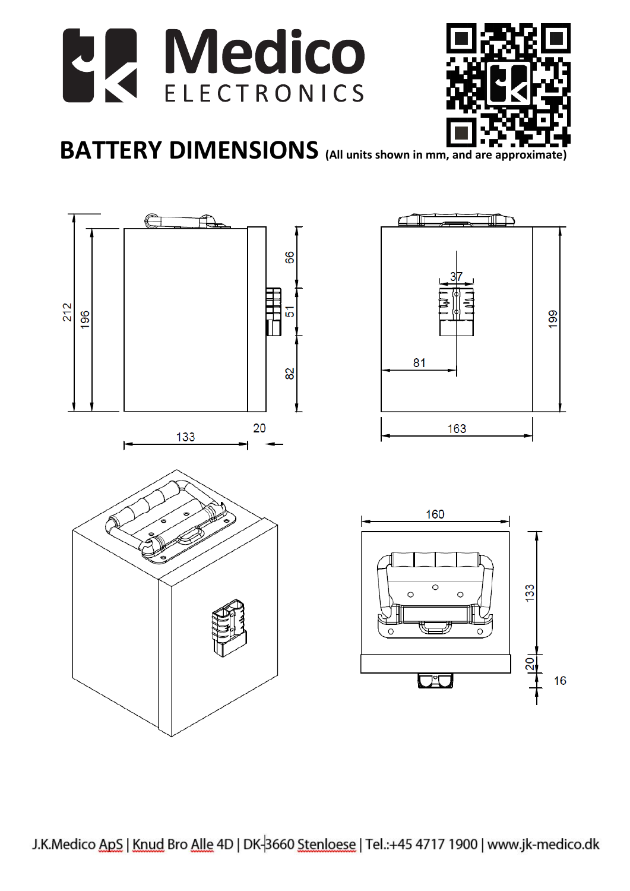Medico
ELECTRONICS

# BATTERY DIMENSIONS (All units shown in mm, and are approximate)

212
196
66
51
82
133
20
37
81
199
163
160
133
20
16

J.K.Medico ApS | Knud Bro Alle 4D | DK-3660 Stenloese | Tel.:+45 4717 1900 | www.jk-medico.dk